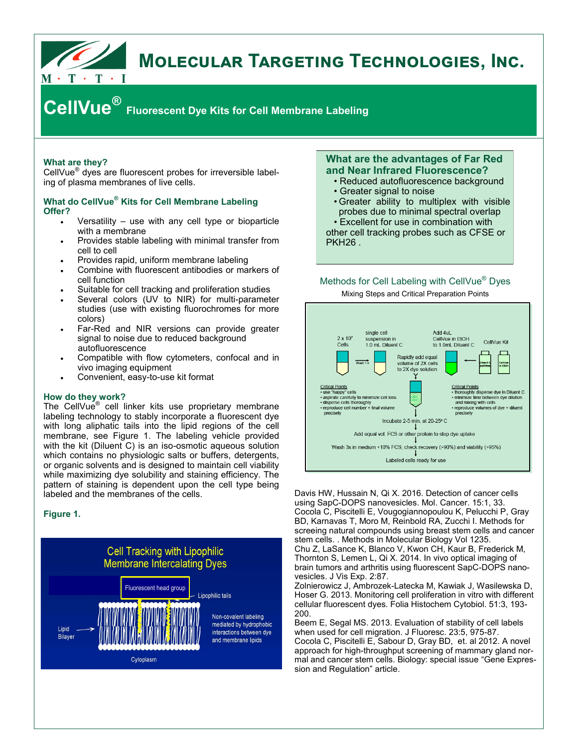# Molecular Targeting Technologies, Inc.

## CellVue® Fluorescent Dye Kits for Cell Membrane Labeling

### What are they?

CellVue® dyes are fluorescent probes for irreversible labeling of plasma membranes of live cells.

### What do CellVue® Kits for Cell Membrane Labeling Offer?

- Versatility – use with any cell type or bioparticle with a membrane
- Provides stable labeling with minimal transfer from cell to cell
- Provides rapid, uniform membrane labeling
- Combine with fluorescent antibodies or markers of cell function
- Suitable for cell tracking and proliferation studies
- Several colors (UV to NIR) for multi-parameter studies (use with existing fluorochromes for more colors)
- Far-Red and NIR versions can provide greater signal to noise due to reduced background autofluorescence
- Compatible with flow cytometers, confocal and in vivo imaging equipment
- Convenient, easy-to-use kit format

### How do they work?

The CellVue® cell linker kits use proprietary membrane labeling technology to stably incorporate a fluorescent dye with long aliphatic tails into the lipid regions of the cell membrane, see Figure 1. The labeling vehicle provided with the kit (Diluent C) is an iso-osmotic aqueous solution which contains no physiologic salts or buffers, detergents, or organic solvents and is designed to maintain cell viability while maximizing dye solubility and staining efficiency. The pattern of staining is dependent upon the cell type being labeled and the membranes of the cells.

**Figure 1.**

Cell Tracking with Lipophilic Membrane Intercalating Dyes

Fluorescent head group — Lipophilic tails — Lipid Bilayer — Non-covalent labeling mediated by hydrophobic interactions between dye and membrane lipids — Cytoplasm

### What are the advantages of Far Red and Near Infrared Fluorescence?

- Reduced autofluorescence background
- Greater signal to noise
- Greater ability to multiplex with visible probes due to minimal spectral overlap
- Excellent for use in combination with other cell tracking probes such as CFSE or PKH26 .

### Methods for Cell Labeling with CellVue® Dyes

Mixing Steps and Critical Preparation Points

- $2 \times 10^7$ Cells → Wash 1x → single cell suspension in 1.0 mL Diluent C
- CellVue Kit (Diluent C (salt-free); CellVue in EtOH) → Add 4uL CellVue in EtOH to 1.0mL Diluent C
- Rapidly add equal volume of 2X cells to 2X dye solution

Critical Points (cells):
- use "happy" cells
- aspirate carefully to minimize cell loss
- disperse cells thoroughly
- reproduce cell number + final volume precisely

Critical Points (dye):
- thoroughly disperse dye in Diluent C
- minimize time between dye dilution and mixing with cells
- reproduce volumes of dye + diluent precisely

Incubate 2-5 min. at 20-25° C
↓
Add equal vol. FCS or other protein to stop dye uptake
↓
Wash 3x in medium +10% FCS; check recovery (>90%) and viability (>95%)
↓
Labeled cells ready for use

Davis HW, Hussain N, Qi X. 2016. Detection of cancer cells using SapC-DOPS nanovesicles. Mol. Cancer. 15:1, 33.

Cocola C, Piscitelli E, Vougogiannopoulou K, Pelucchi P, Gray BD, Karnavas T, Moro M, Reinbold RA, Zucchi I. Methods for screeing natural compounds using breast stem cells and cancer stem cells. . Methods in Molecular Biology Vol 1235.

Chu Z, LaSance K, Blanco V, Kwon CH, Kaur B, Frederick M, Thornton S, Lemen L, Qi X. 2014. In vivo optical imaging of brain tumors and arthritis using fluorescent SapC-DOPS nanovesicles. J Vis Exp. 2:87.

Zolnierowicz J, Ambrozek-Latecka M, Kawiak J, Wasilewska D, Hoser G. 2013. Monitoring cell proliferation in vitro with different cellular fluorescent dyes. Folia Histochem Cytobiol. 51:3, 193-200.

Beem E, Segal MS. 2013. Evaluation of stability of cell labels when used for cell migration. J Fluoresc. 23:5, 975-87.

Cocola C, Piscitelli E, Sabour D, Gray BD, et. al 2012. A novel approach for high-throughput screening of mammary gland normal and cancer stem cells. Biology: special issue "Gene Expression and Regulation" article.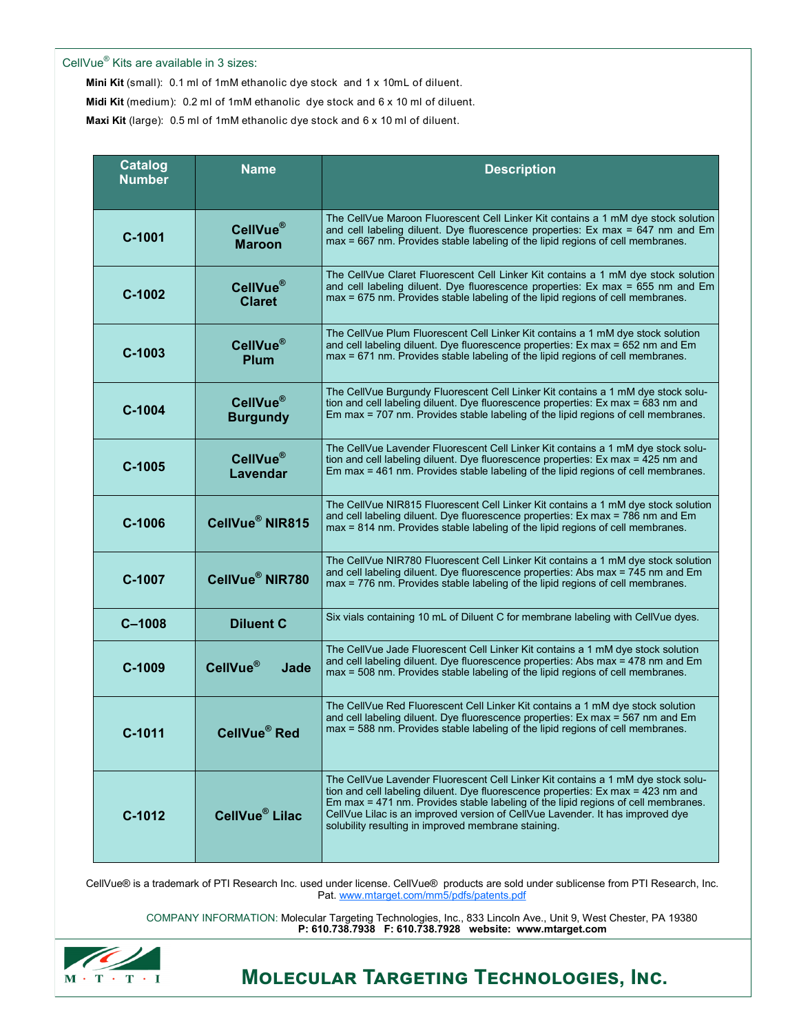CellVue® Kits are available in 3 sizes:

**Mini Kit** (small): 0.1 ml of 1mM ethanolic dye stock and 1 x 10mL of diluent.

**Midi Kit** (medium): 0.2 ml of 1mM ethanolic dye stock and 6 x 10 ml of diluent.

**Maxi Kit** (large): 0.5 ml of 1mM ethanolic dye stock and 6 x 10 ml of diluent.

| Catalog Number | Name | Description |
|---|---|---|
| **C-1001** | **CellVue® Maroon** | The CellVue Maroon Fluorescent Cell Linker Kit contains a 1 mM dye stock solution and cell labeling diluent. Dye fluorescence properties: Ex max = 647 nm and Em max = 667 nm. Provides stable labeling of the lipid regions of cell membranes. |
| **C-1002** | **CellVue® Claret** | The CellVue Claret Fluorescent Cell Linker Kit contains a 1 mM dye stock solution and cell labeling diluent. Dye fluorescence properties: Ex max = 655 nm and Em max = 675 nm. Provides stable labeling of the lipid regions of cell membranes. |
| **C-1003** | **CellVue® Plum** | The CellVue Plum Fluorescent Cell Linker Kit contains a 1 mM dye stock solution and cell labeling diluent. Dye fluorescence properties: Ex max = 652 nm and Em max = 671 nm. Provides stable labeling of the lipid regions of cell membranes. |
| **C-1004** | **CellVue® Burgundy** | The CellVue Burgundy Fluorescent Cell Linker Kit contains a 1 mM dye stock solution and cell labeling diluent. Dye fluorescence properties: Ex max = 683 nm and Em max = 707 nm. Provides stable labeling of the lipid regions of cell membranes. |
| **C-1005** | **CellVue® Lavendar** | The CellVue Lavender Fluorescent Cell Linker Kit contains a 1 mM dye stock solution and cell labeling diluent. Dye fluorescence properties: Ex max = 425 nm and Em max = 461 nm. Provides stable labeling of the lipid regions of cell membranes. |
| **C-1006** | **CellVue® NIR815** | The CellVue NIR815 Fluorescent Cell Linker Kit contains a 1 mM dye stock solution and cell labeling diluent. Dye fluorescence properties: Ex max = 786 nm and Em max = 814 nm. Provides stable labeling of the lipid regions of cell membranes. |
| **C-1007** | **CellVue® NIR780** | The CellVue NIR780 Fluorescent Cell Linker Kit contains a 1 mM dye stock solution and cell labeling diluent. Dye fluorescence properties: Abs max = 745 nm and Em max = 776 nm. Provides stable labeling of the lipid regions of cell membranes. |
| **C–1008** | **Diluent C** | Six vials containing 10 mL of Diluent C for membrane labeling with CellVue dyes. |
| **C-1009** | **CellVue® Jade** | The CellVue Jade Fluorescent Cell Linker Kit contains a 1 mM dye stock solution and cell labeling diluent. Dye fluorescence properties: Abs max = 478 nm and Em max = 508 nm. Provides stable labeling of the lipid regions of cell membranes. |
| **C-1011** | **CellVue® Red** | The CellVue Red Fluorescent Cell Linker Kit contains a 1 mM dye stock solution and cell labeling diluent. Dye fluorescence properties: Ex max = 567 nm and Em max = 588 nm. Provides stable labeling of the lipid regions of cell membranes. |
| **C-1012** | **CellVue® Lilac** | The CellVue Lavender Fluorescent Cell Linker Kit contains a 1 mM dye stock solution and cell labeling diluent. Dye fluorescence properties: Ex max = 423 nm and Em max = 471 nm. Provides stable labeling of the lipid regions of cell membranes. CellVue Lilac is an improved version of CellVue Lavender. It has improved dye solubility resulting in improved membrane staining. |

CellVue® is a trademark of PTI Research Inc. used under license. CellVue® products are sold under sublicense from PTI Research, Inc. Pat. www.mtarget.com/mm5/pdfs/patents.pdf

COMPANY INFORMATION: Molecular Targeting Technologies, Inc., 833 Lincoln Ave., Unit 9, West Chester, PA 19380
**P: 610.738.7938 F: 610.738.7928 website: www.mtarget.com**

M · T · T · I

**MOLECULAR TARGETING TECHNOLOGIES, INC.**